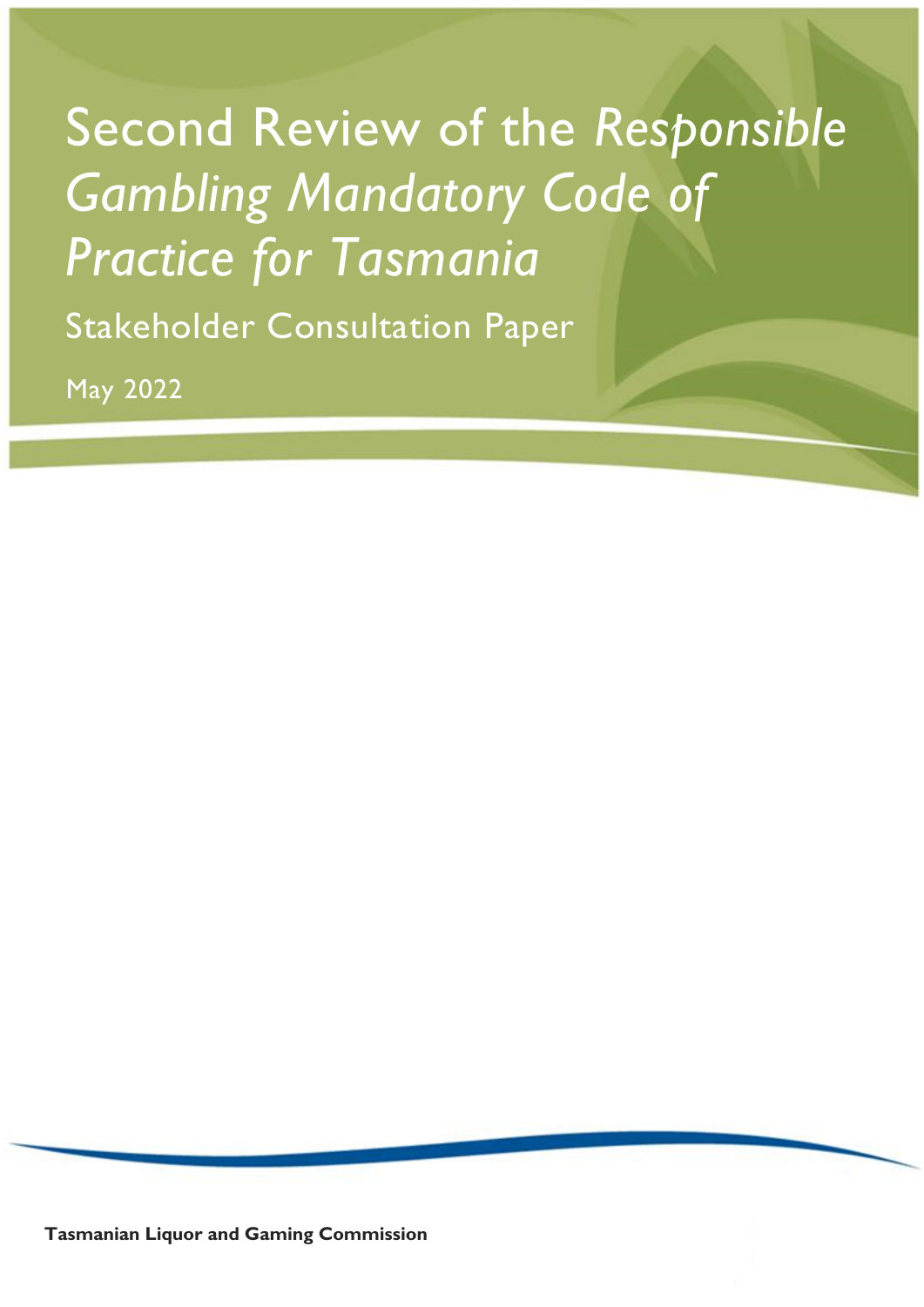# Second Review of the *Responsible Gambling Mandatory Code of Practice for Tasmania*

## Stakeholder Consultation Paper

May 2022

**Tasmanian Liquor and Gaming Commission**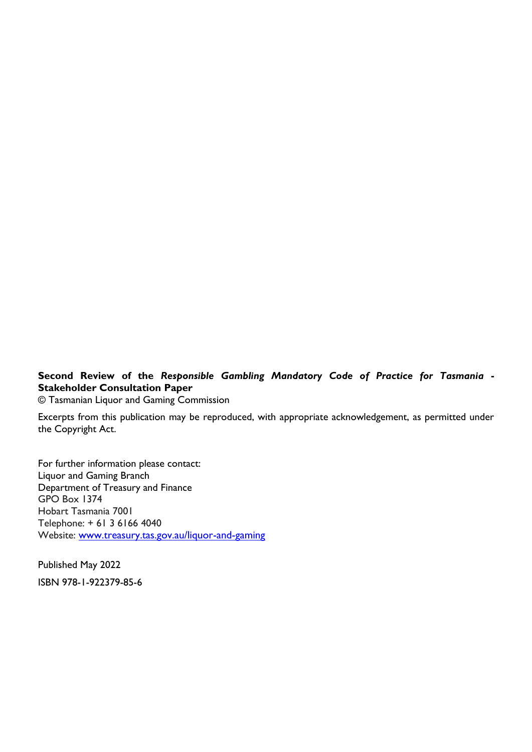**Second Review of the *Responsible Gambling Mandatory Code of Practice for Tasmania* - Stakeholder Consultation Paper**
© Tasmanian Liquor and Gaming Commission

Excerpts from this publication may be reproduced, with appropriate acknowledgement, as permitted under the Copyright Act.

For further information please contact:
Liquor and Gaming Branch
Department of Treasury and Finance
GPO Box 1374
Hobart Tasmania 7001
Telephone: + 61 3 6166 4040
Website: [www.treasury.tas.gov.au/liquor-and-gaming](http://www.treasury.tas.gov.au/liquor-and-gaming)

Published May 2022

ISBN 978-1-922379-85-6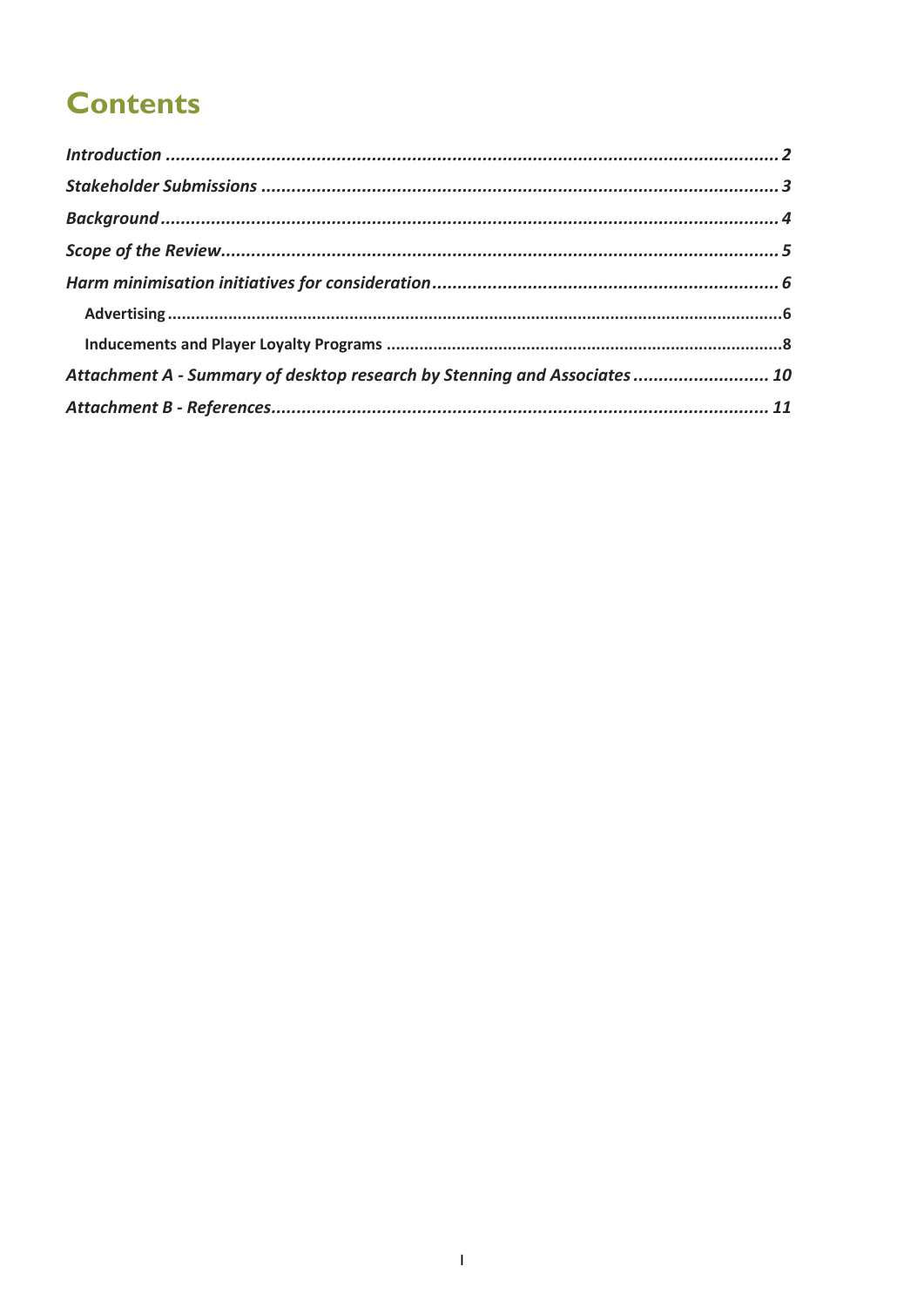# Contents

*Introduction* ........................................................................................................................ *2*

*Stakeholder Submissions* ..................................................................................................... *3*

*Background* ......................................................................................................................... *4*

*Scope of the Review* ............................................................................................................ *5*

*Harm minimisation initiatives for consideration* ................................................................... *6*

- **Advertising** ....................................................................................................................... **6**
- **Inducements and Player Loyalty Programs** ..................................................................... **8**

*Attachment A - Summary of desktop research by Stenning and Associates* .......................... *10*

*Attachment B - References* .................................................................................................. *11*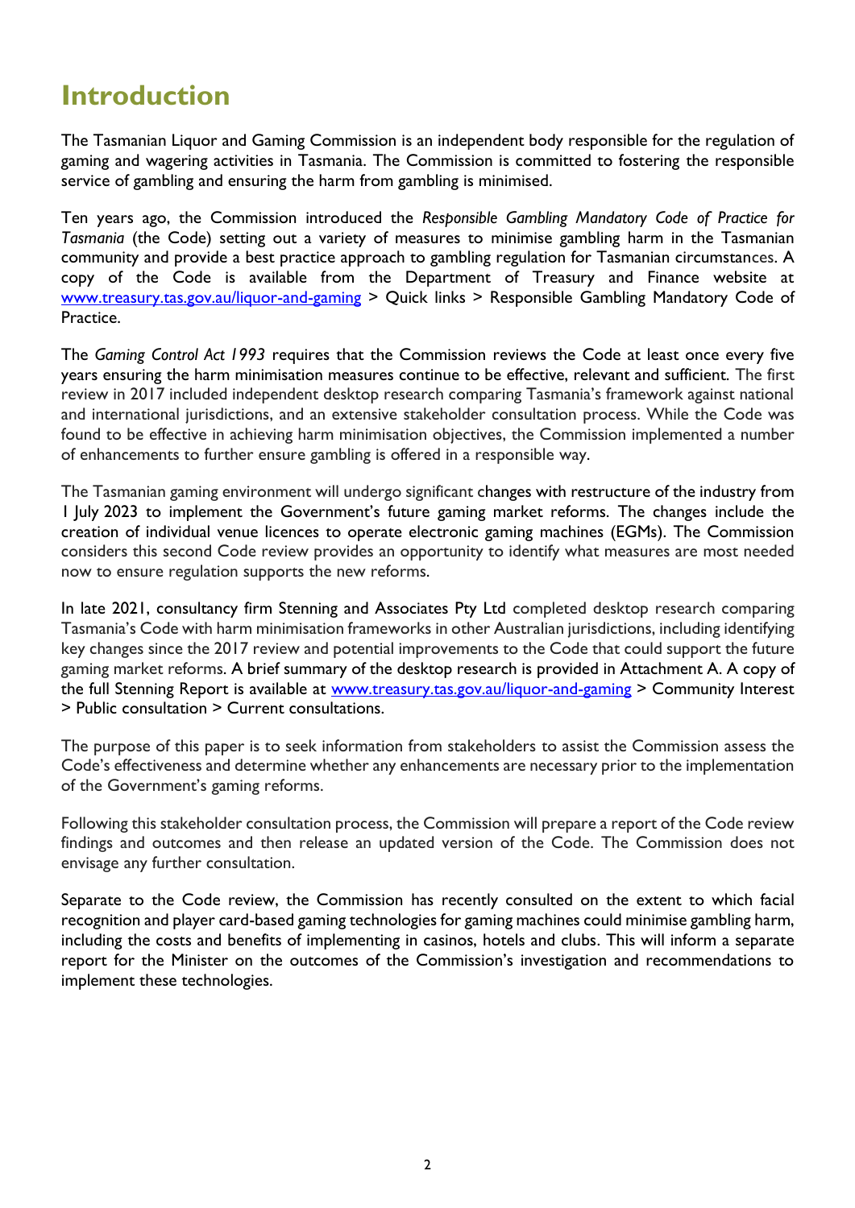# Introduction

The Tasmanian Liquor and Gaming Commission is an independent body responsible for the regulation of gaming and wagering activities in Tasmania. The Commission is committed to fostering the responsible service of gambling and ensuring the harm from gambling is minimised.

Ten years ago, the Commission introduced the *Responsible Gambling Mandatory Code of Practice for Tasmania* (the Code) setting out a variety of measures to minimise gambling harm in the Tasmanian community and provide a best practice approach to gambling regulation for Tasmanian circumstances. A copy of the Code is available from the Department of Treasury and Finance website at www.treasury.tas.gov.au/liquor-and-gaming > Quick links > Responsible Gambling Mandatory Code of Practice.

The *Gaming Control Act 1993* requires that the Commission reviews the Code at least once every five years ensuring the harm minimisation measures continue to be effective, relevant and sufficient. The first review in 2017 included independent desktop research comparing Tasmania's framework against national and international jurisdictions, and an extensive stakeholder consultation process. While the Code was found to be effective in achieving harm minimisation objectives, the Commission implemented a number of enhancements to further ensure gambling is offered in a responsible way.

The Tasmanian gaming environment will undergo significant changes with restructure of the industry from 1 July 2023 to implement the Government's future gaming market reforms. The changes include the creation of individual venue licences to operate electronic gaming machines (EGMs). The Commission considers this second Code review provides an opportunity to identify what measures are most needed now to ensure regulation supports the new reforms.

In late 2021, consultancy firm Stenning and Associates Pty Ltd completed desktop research comparing Tasmania's Code with harm minimisation frameworks in other Australian jurisdictions, including identifying key changes since the 2017 review and potential improvements to the Code that could support the future gaming market reforms. A brief summary of the desktop research is provided in Attachment A. A copy of the full Stenning Report is available at www.treasury.tas.gov.au/liquor-and-gaming > Community Interest > Public consultation > Current consultations.

The purpose of this paper is to seek information from stakeholders to assist the Commission assess the Code's effectiveness and determine whether any enhancements are necessary prior to the implementation of the Government's gaming reforms.

Following this stakeholder consultation process, the Commission will prepare a report of the Code review findings and outcomes and then release an updated version of the Code. The Commission does not envisage any further consultation.

Separate to the Code review, the Commission has recently consulted on the extent to which facial recognition and player card-based gaming technologies for gaming machines could minimise gambling harm, including the costs and benefits of implementing in casinos, hotels and clubs. This will inform a separate report for the Minister on the outcomes of the Commission's investigation and recommendations to implement these technologies.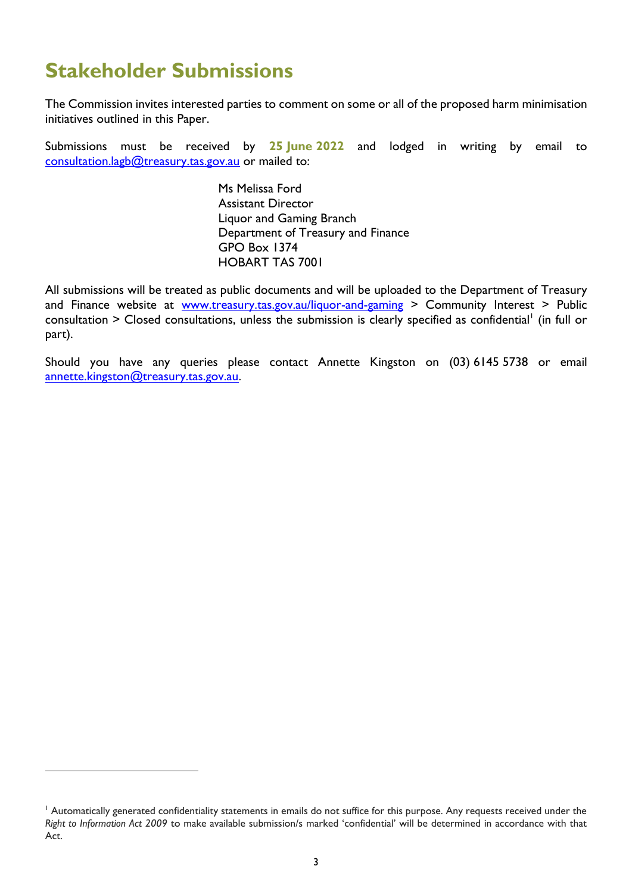## Stakeholder Submissions

The Commission invites interested parties to comment on some or all of the proposed harm minimisation initiatives outlined in this Paper.

Submissions must be received by **25 June 2022** and lodged in writing by email to consultation.lagb@treasury.tas.gov.au or mailed to:

Ms Melissa Ford
Assistant Director
Liquor and Gaming Branch
Department of Treasury and Finance
GPO Box 1374
HOBART TAS 7001

All submissions will be treated as public documents and will be uploaded to the Department of Treasury and Finance website at www.treasury.tas.gov.au/liquor-and-gaming > Community Interest > Public consultation > Closed consultations, unless the submission is clearly specified as confidential[1] (in full or part).

Should you have any queries please contact Annette Kingston on (03) 6145 5738 or email annette.kingston@treasury.tas.gov.au.

---

[1] Automatically generated confidentiality statements in emails do not suffice for this purpose. Any requests received under the *Right to Information Act 2009* to make available submission/s marked 'confidential' will be determined in accordance with that Act.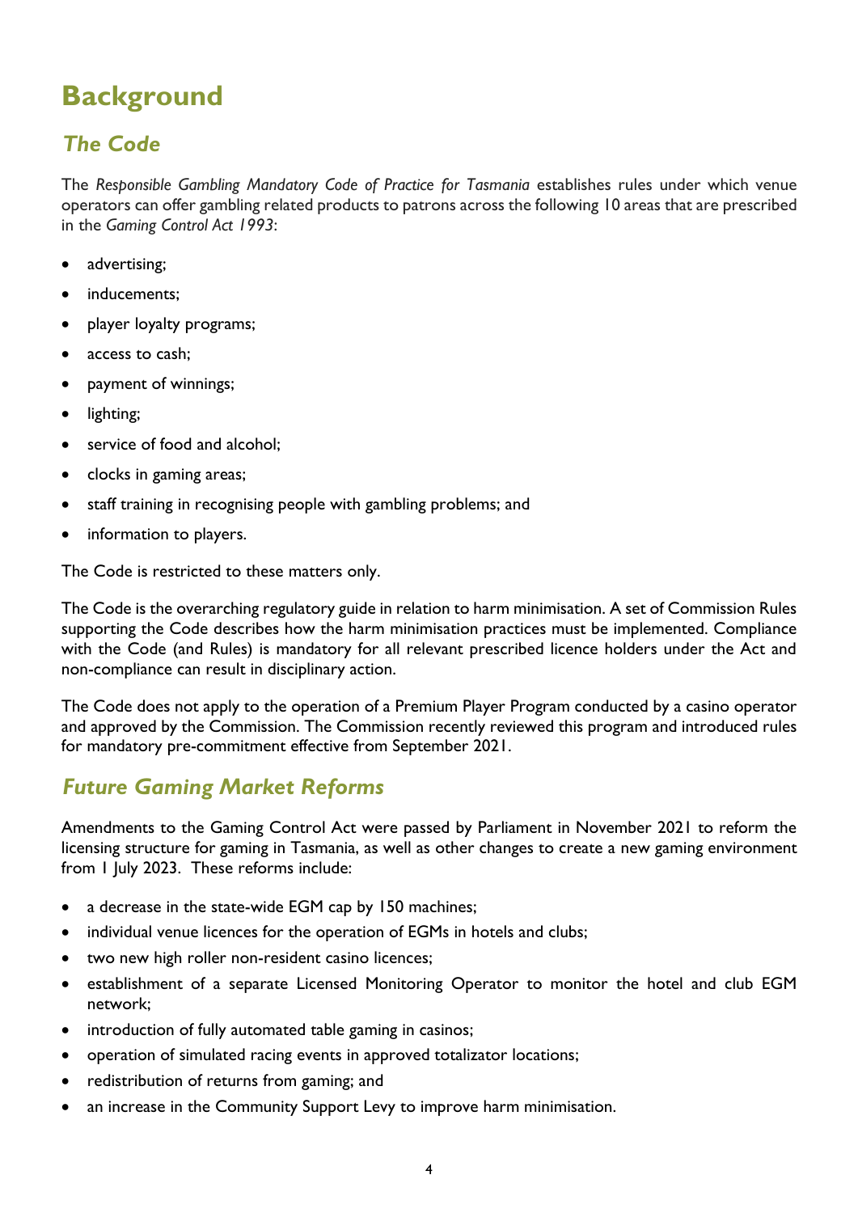# Background

## *The Code*

The *Responsible Gambling Mandatory Code of Practice for Tasmania* establishes rules under which venue operators can offer gambling related products to patrons across the following 10 areas that are prescribed in the *Gaming Control Act 1993*:

- advertising;
- inducements;
- player loyalty programs;
- access to cash;
- payment of winnings;
- lighting;
- service of food and alcohol;
- clocks in gaming areas;
- staff training in recognising people with gambling problems; and
- information to players.

The Code is restricted to these matters only.

The Code is the overarching regulatory guide in relation to harm minimisation. A set of Commission Rules supporting the Code describes how the harm minimisation practices must be implemented. Compliance with the Code (and Rules) is mandatory for all relevant prescribed licence holders under the Act and non-compliance can result in disciplinary action.

The Code does not apply to the operation of a Premium Player Program conducted by a casino operator and approved by the Commission. The Commission recently reviewed this program and introduced rules for mandatory pre-commitment effective from September 2021.

## *Future Gaming Market Reforms*

Amendments to the Gaming Control Act were passed by Parliament in November 2021 to reform the licensing structure for gaming in Tasmania, as well as other changes to create a new gaming environment from 1 July 2023. These reforms include:

- a decrease in the state-wide EGM cap by 150 machines;
- individual venue licences for the operation of EGMs in hotels and clubs;
- two new high roller non-resident casino licences;
- establishment of a separate Licensed Monitoring Operator to monitor the hotel and club EGM network;
- introduction of fully automated table gaming in casinos;
- operation of simulated racing events in approved totalizator locations;
- redistribution of returns from gaming; and
- an increase in the Community Support Levy to improve harm minimisation.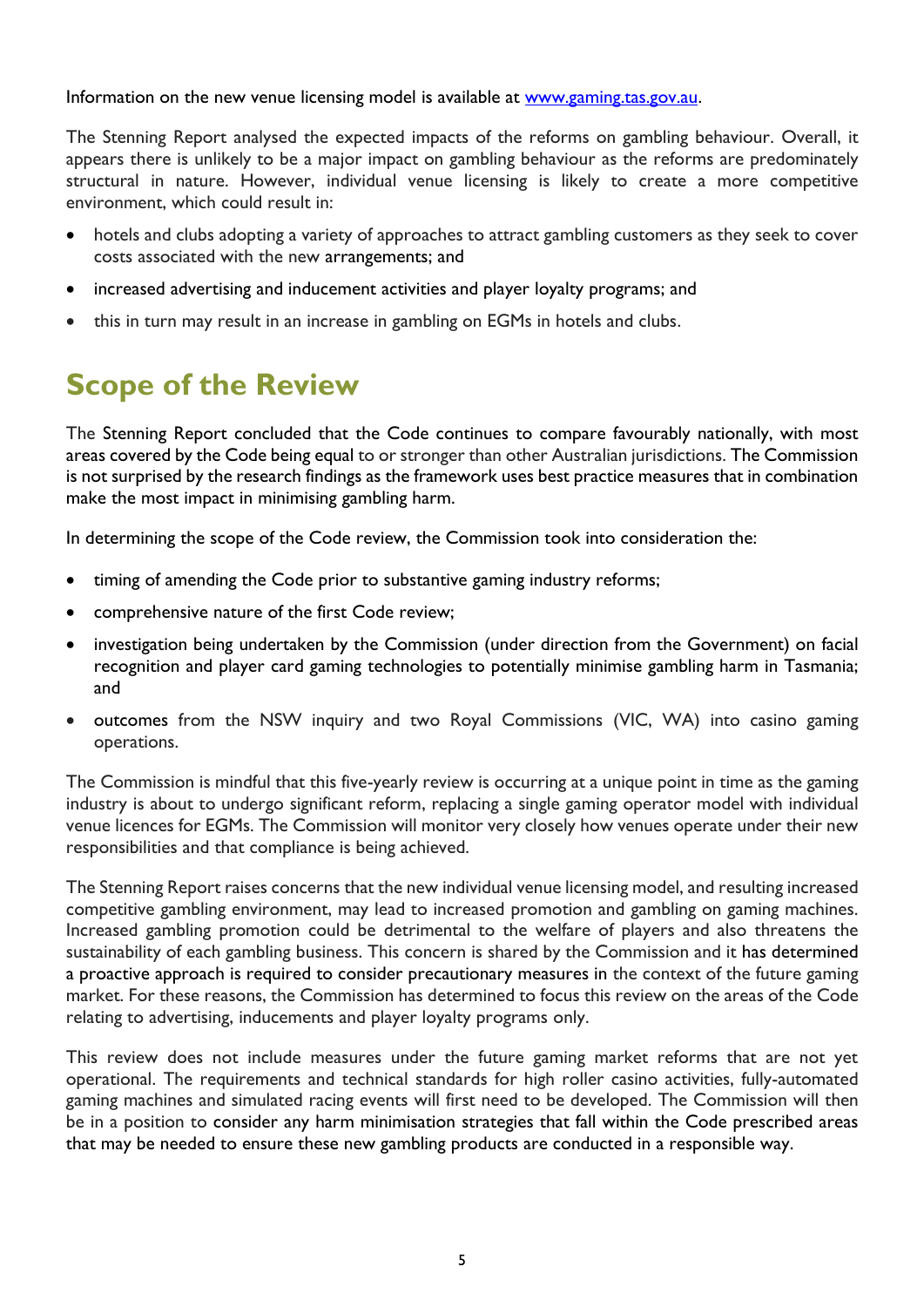Information on the new venue licensing model is available at [www.gaming.tas.gov.au](http://www.gaming.tas.gov.au).

The Stenning Report analysed the expected impacts of the reforms on gambling behaviour. Overall, it appears there is unlikely to be a major impact on gambling behaviour as the reforms are predominately structural in nature. However, individual venue licensing is likely to create a more competitive environment, which could result in:

- hotels and clubs adopting a variety of approaches to attract gambling customers as they seek to cover costs associated with the new arrangements; and
- increased advertising and inducement activities and player loyalty programs; and
- this in turn may result in an increase in gambling on EGMs in hotels and clubs.

## Scope of the Review

The Stenning Report concluded that the Code continues to compare favourably nationally, with most areas covered by the Code being equal to or stronger than other Australian jurisdictions. The Commission is not surprised by the research findings as the framework uses best practice measures that in combination make the most impact in minimising gambling harm.

In determining the scope of the Code review, the Commission took into consideration the:

- timing of amending the Code prior to substantive gaming industry reforms;
- comprehensive nature of the first Code review;
- investigation being undertaken by the Commission (under direction from the Government) on facial recognition and player card gaming technologies to potentially minimise gambling harm in Tasmania; and
- outcomes from the NSW inquiry and two Royal Commissions (VIC, WA) into casino gaming operations.

The Commission is mindful that this five-yearly review is occurring at a unique point in time as the gaming industry is about to undergo significant reform, replacing a single gaming operator model with individual venue licences for EGMs. The Commission will monitor very closely how venues operate under their new responsibilities and that compliance is being achieved.

The Stenning Report raises concerns that the new individual venue licensing model, and resulting increased competitive gambling environment, may lead to increased promotion and gambling on gaming machines. Increased gambling promotion could be detrimental to the welfare of players and also threatens the sustainability of each gambling business. This concern is shared by the Commission and it has determined a proactive approach is required to consider precautionary measures in the context of the future gaming market. For these reasons, the Commission has determined to focus this review on the areas of the Code relating to advertising, inducements and player loyalty programs only.

This review does not include measures under the future gaming market reforms that are not yet operational. The requirements and technical standards for high roller casino activities, fully-automated gaming machines and simulated racing events will first need to be developed. The Commission will then be in a position to consider any harm minimisation strategies that fall within the Code prescribed areas that may be needed to ensure these new gambling products are conducted in a responsible way.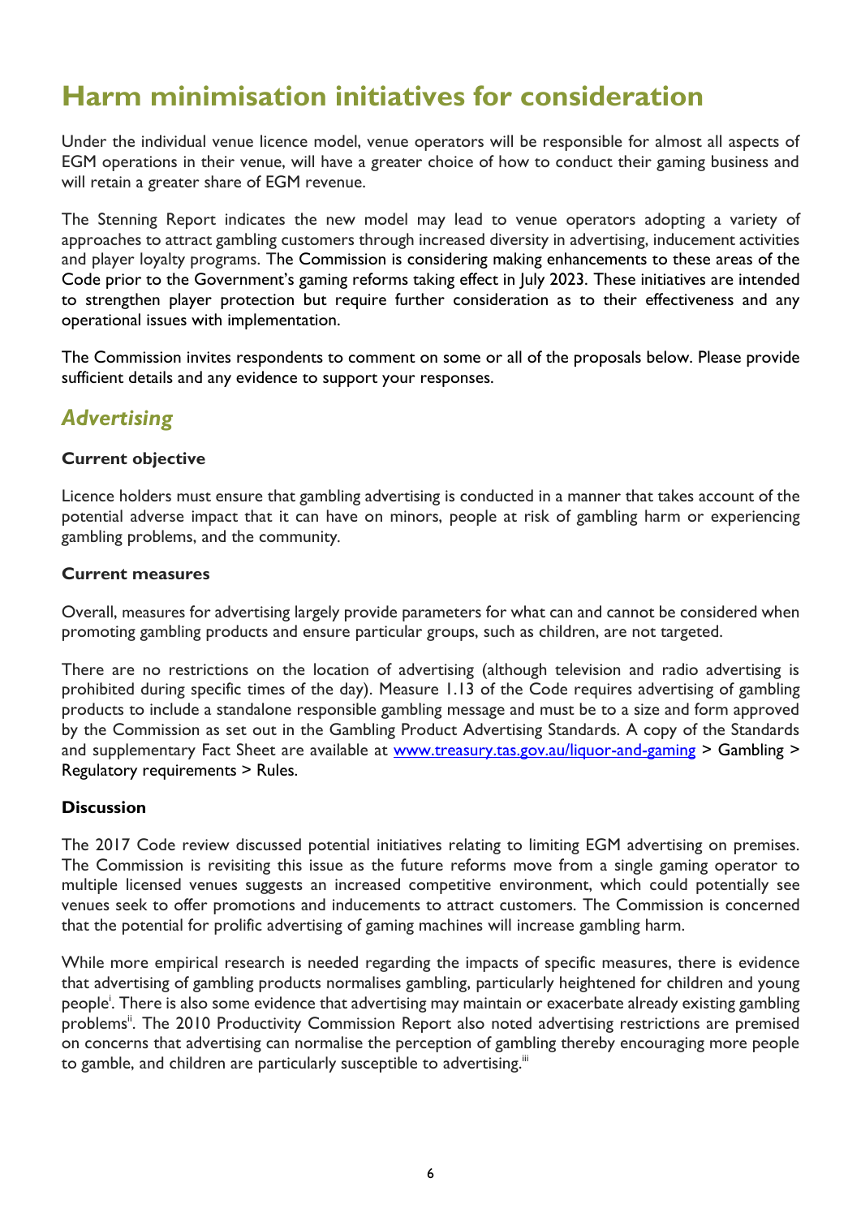# Harm minimisation initiatives for consideration

Under the individual venue licence model, venue operators will be responsible for almost all aspects of EGM operations in their venue, will have a greater choice of how to conduct their gaming business and will retain a greater share of EGM revenue.

The Stenning Report indicates the new model may lead to venue operators adopting a variety of approaches to attract gambling customers through increased diversity in advertising, inducement activities and player loyalty programs. The Commission is considering making enhancements to these areas of the Code prior to the Government's gaming reforms taking effect in July 2023. These initiatives are intended to strengthen player protection but require further consideration as to their effectiveness and any operational issues with implementation.

The Commission invites respondents to comment on some or all of the proposals below. Please provide sufficient details and any evidence to support your responses.

## *Advertising*

### Current objective

Licence holders must ensure that gambling advertising is conducted in a manner that takes account of the potential adverse impact that it can have on minors, people at risk of gambling harm or experiencing gambling problems, and the community.

### Current measures

Overall, measures for advertising largely provide parameters for what can and cannot be considered when promoting gambling products and ensure particular groups, such as children, are not targeted.

There are no restrictions on the location of advertising (although television and radio advertising is prohibited during specific times of the day). Measure 1.13 of the Code requires advertising of gambling products to include a standalone responsible gambling message and must be to a size and form approved by the Commission as set out in the Gambling Product Advertising Standards. A copy of the Standards and supplementary Fact Sheet are available at [www.treasury.tas.gov.au/liquor-and-gaming](www.treasury.tas.gov.au/liquor-and-gaming) > Gambling > Regulatory requirements > Rules.

### Discussion

The 2017 Code review discussed potential initiatives relating to limiting EGM advertising on premises. The Commission is revisiting this issue as the future reforms move from a single gaming operator to multiple licensed venues suggests an increased competitive environment, which could potentially see venues seek to offer promotions and inducements to attract customers. The Commission is concerned that the potential for prolific advertising of gaming machines will increase gambling harm.

While more empirical research is needed regarding the impacts of specific measures, there is evidence that advertising of gambling products normalises gambling, particularly heightened for children and young people[i]. There is also some evidence that advertising may maintain or exacerbate already existing gambling problems[ii]. The 2010 Productivity Commission Report also noted advertising restrictions are premised on concerns that advertising can normalise the perception of gambling thereby encouraging more people to gamble, and children are particularly susceptible to advertising.[iii]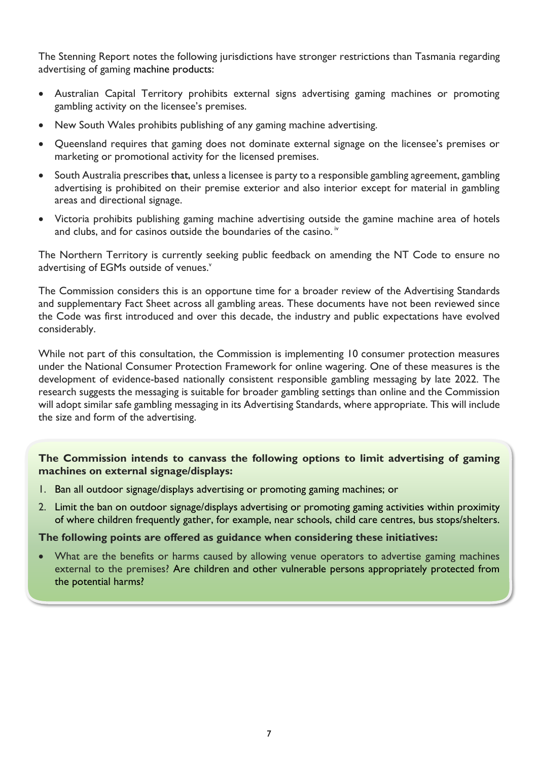The Stenning Report notes the following jurisdictions have stronger restrictions than Tasmania regarding advertising of gaming machine products:

- Australian Capital Territory prohibits external signs advertising gaming machines or promoting gambling activity on the licensee's premises.
- New South Wales prohibits publishing of any gaming machine advertising.
- Queensland requires that gaming does not dominate external signage on the licensee's premises or marketing or promotional activity for the licensed premises.
- South Australia prescribes that, unless a licensee is party to a responsible gambling agreement, gambling advertising is prohibited on their premise exterior and also interior except for material in gambling areas and directional signage.
- Victoria prohibits publishing gaming machine advertising outside the gamine machine area of hotels and clubs, and for casinos outside the boundaries of the casino.[iv]

The Northern Territory is currently seeking public feedback on amending the NT Code to ensure no advertising of EGMs outside of venues.[v]

The Commission considers this is an opportune time for a broader review of the Advertising Standards and supplementary Fact Sheet across all gambling areas. These documents have not been reviewed since the Code was first introduced and over this decade, the industry and public expectations have evolved considerably.

While not part of this consultation, the Commission is implementing 10 consumer protection measures under the National Consumer Protection Framework for online wagering. One of these measures is the development of evidence-based nationally consistent responsible gambling messaging by late 2022. The research suggests the messaging is suitable for broader gambling settings than online and the Commission will adopt similar safe gambling messaging in its Advertising Standards, where appropriate. This will include the size and form of the advertising.

**The Commission intends to canvass the following options to limit advertising of gaming machines on external signage/displays:**

1. Ban all outdoor signage/displays advertising or promoting gaming machines; or
2. Limit the ban on outdoor signage/displays advertising or promoting gaming activities within proximity of where children frequently gather, for example, near schools, child care centres, bus stops/shelters.

**The following points are offered as guidance when considering these initiatives:**

- What are the benefits or harms caused by allowing venue operators to advertise gaming machines external to the premises? Are children and other vulnerable persons appropriately protected from the potential harms?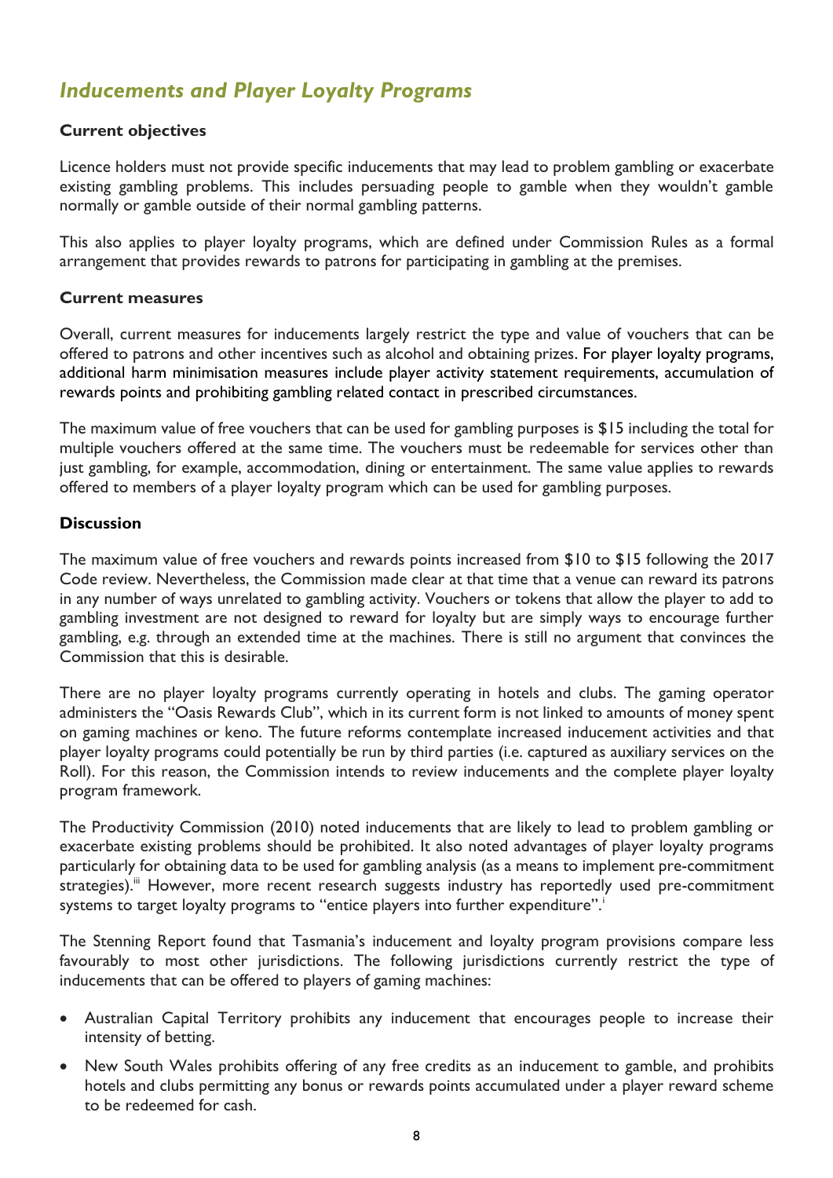## *Inducements and Player Loyalty Programs*

**Current objectives**

Licence holders must not provide specific inducements that may lead to problem gambling or exacerbate existing gambling problems. This includes persuading people to gamble when they wouldn't gamble normally or gamble outside of their normal gambling patterns.

This also applies to player loyalty programs, which are defined under Commission Rules as a formal arrangement that provides rewards to patrons for participating in gambling at the premises.

**Current measures**

Overall, current measures for inducements largely restrict the type and value of vouchers that can be offered to patrons and other incentives such as alcohol and obtaining prizes. For player loyalty programs, additional harm minimisation measures include player activity statement requirements, accumulation of rewards points and prohibiting gambling related contact in prescribed circumstances.

The maximum value of free vouchers that can be used for gambling purposes is $15 including the total for multiple vouchers offered at the same time. The vouchers must be redeemable for services other than just gambling, for example, accommodation, dining or entertainment. The same value applies to rewards offered to members of a player loyalty program which can be used for gambling purposes.

**Discussion**

The maximum value of free vouchers and rewards points increased from $10 to $15 following the 2017 Code review. Nevertheless, the Commission made clear at that time that a venue can reward its patrons in any number of ways unrelated to gambling activity. Vouchers or tokens that allow the player to add to gambling investment are not designed to reward for loyalty but are simply ways to encourage further gambling, e.g. through an extended time at the machines. There is still no argument that convinces the Commission that this is desirable.

There are no player loyalty programs currently operating in hotels and clubs. The gaming operator administers the "Oasis Rewards Club", which in its current form is not linked to amounts of money spent on gaming machines or keno. The future reforms contemplate increased inducement activities and that player loyalty programs could potentially be run by third parties (i.e. captured as auxiliary services on the Roll). For this reason, the Commission intends to review inducements and the complete player loyalty program framework.

The Productivity Commission (2010) noted inducements that are likely to lead to problem gambling or exacerbate existing problems should be prohibited. It also noted advantages of player loyalty programs particularly for obtaining data to be used for gambling analysis (as a means to implement pre-commitment strategies).[iii] However, more recent research suggests industry has reportedly used pre-commitment systems to target loyalty programs to "entice players into further expenditure".[i]

The Stenning Report found that Tasmania's inducement and loyalty program provisions compare less favourably to most other jurisdictions. The following jurisdictions currently restrict the type of inducements that can be offered to players of gaming machines:

- Australian Capital Territory prohibits any inducement that encourages people to increase their intensity of betting.
- New South Wales prohibits offering of any free credits as an inducement to gamble, and prohibits hotels and clubs permitting any bonus or rewards points accumulated under a player reward scheme to be redeemed for cash.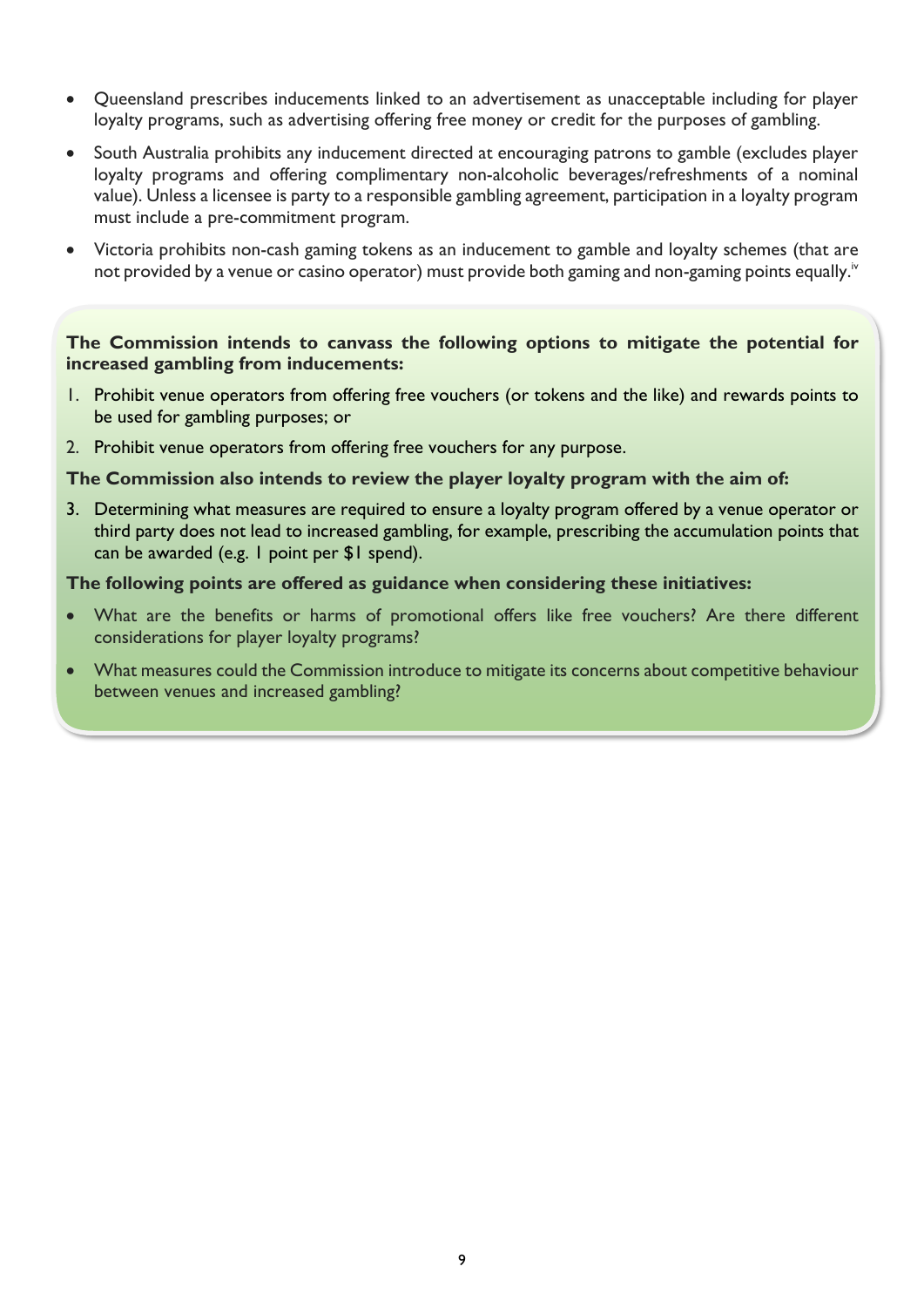- Queensland prescribes inducements linked to an advertisement as unacceptable including for player loyalty programs, such as advertising offering free money or credit for the purposes of gambling.
- South Australia prohibits any inducement directed at encouraging patrons to gamble (excludes player loyalty programs and offering complimentary non-alcoholic beverages/refreshments of a nominal value). Unless a licensee is party to a responsible gambling agreement, participation in a loyalty program must include a pre-commitment program.
- Victoria prohibits non-cash gaming tokens as an inducement to gamble and loyalty schemes (that are not provided by a venue or casino operator) must provide both gaming and non-gaming points equally.[iv]

**The Commission intends to canvass the following options to mitigate the potential for increased gambling from inducements:**

1. Prohibit venue operators from offering free vouchers (or tokens and the like) and rewards points to be used for gambling purposes; or
2. Prohibit venue operators from offering free vouchers for any purpose.

**The Commission also intends to review the player loyalty program with the aim of:**

3. Determining what measures are required to ensure a loyalty program offered by a venue operator or third party does not lead to increased gambling, for example, prescribing the accumulation points that can be awarded (e.g. 1 point per $1 spend).

**The following points are offered as guidance when considering these initiatives:**

- What are the benefits or harms of promotional offers like free vouchers? Are there different considerations for player loyalty programs?
- What measures could the Commission introduce to mitigate its concerns about competitive behaviour between venues and increased gambling?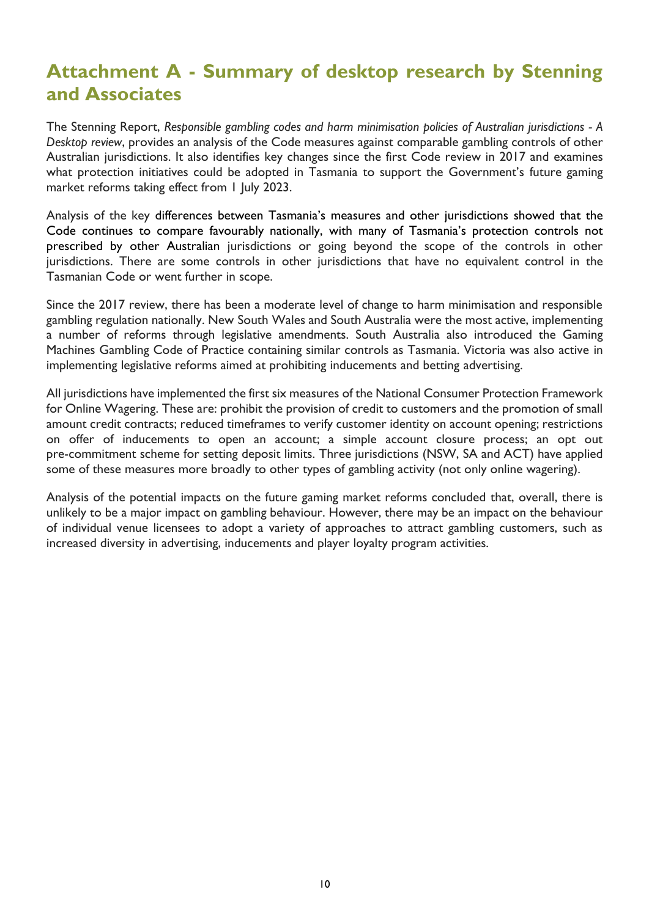# Attachment A - Summary of desktop research by Stenning and Associates

The Stenning Report, *Responsible gambling codes and harm minimisation policies of Australian jurisdictions - A Desktop review*, provides an analysis of the Code measures against comparable gambling controls of other Australian jurisdictions. It also identifies key changes since the first Code review in 2017 and examines what protection initiatives could be adopted in Tasmania to support the Government's future gaming market reforms taking effect from 1 July 2023.

Analysis of the key differences between Tasmania's measures and other jurisdictions showed that the Code continues to compare favourably nationally, with many of Tasmania's protection controls not prescribed by other Australian jurisdictions or going beyond the scope of the controls in other jurisdictions. There are some controls in other jurisdictions that have no equivalent control in the Tasmanian Code or went further in scope.

Since the 2017 review, there has been a moderate level of change to harm minimisation and responsible gambling regulation nationally. New South Wales and South Australia were the most active, implementing a number of reforms through legislative amendments. South Australia also introduced the Gaming Machines Gambling Code of Practice containing similar controls as Tasmania. Victoria was also active in implementing legislative reforms aimed at prohibiting inducements and betting advertising.

All jurisdictions have implemented the first six measures of the National Consumer Protection Framework for Online Wagering. These are: prohibit the provision of credit to customers and the promotion of small amount credit contracts; reduced timeframes to verify customer identity on account opening; restrictions on offer of inducements to open an account; a simple account closure process; an opt out pre-commitment scheme for setting deposit limits. Three jurisdictions (NSW, SA and ACT) have applied some of these measures more broadly to other types of gambling activity (not only online wagering).

Analysis of the potential impacts on the future gaming market reforms concluded that, overall, there is unlikely to be a major impact on gambling behaviour. However, there may be an impact on the behaviour of individual venue licensees to adopt a variety of approaches to attract gambling customers, such as increased diversity in advertising, inducements and player loyalty program activities.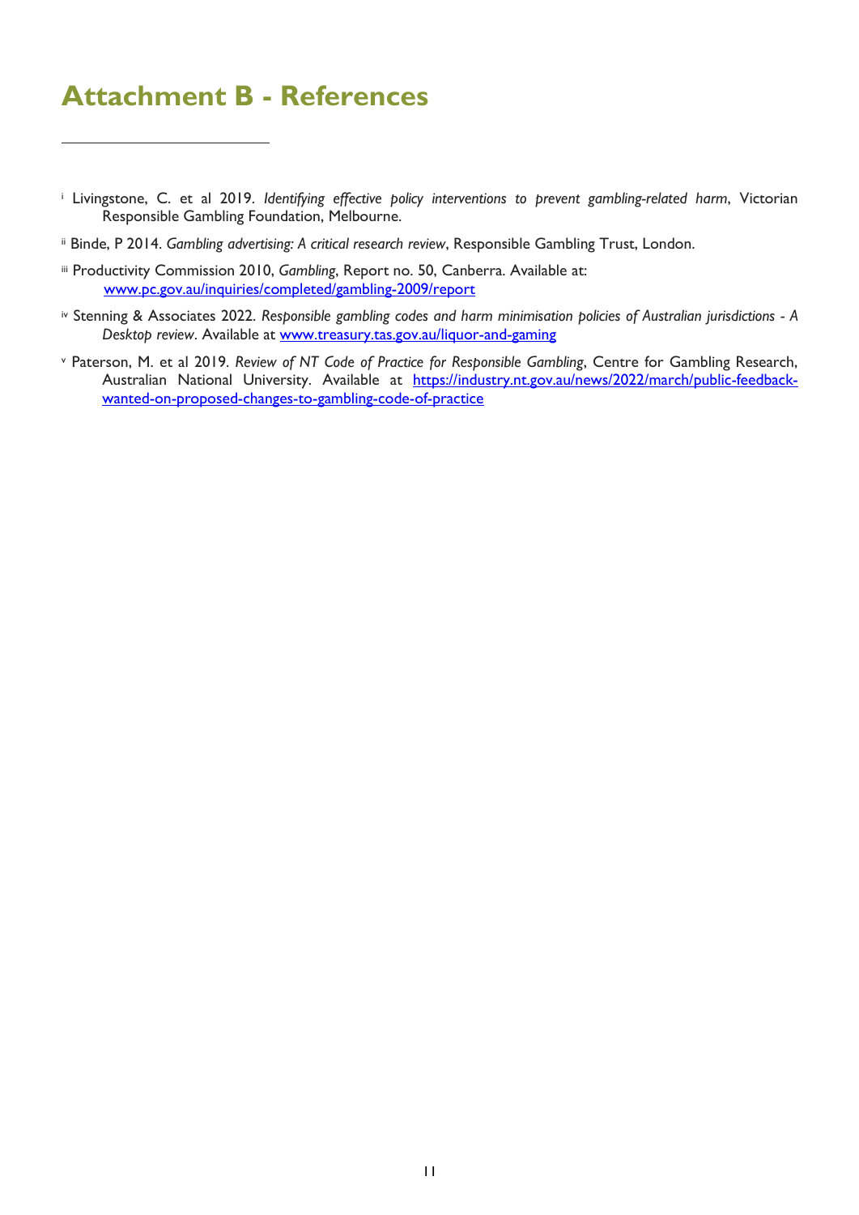# Attachment B - References

---

[i] Livingstone, C. et al 2019. *Identifying effective policy interventions to prevent gambling-related harm*, Victorian Responsible Gambling Foundation, Melbourne.

[ii] Binde, P 2014. *Gambling advertising: A critical research review*, Responsible Gambling Trust, London.

[iii] Productivity Commission 2010, *Gambling*, Report no. 50, Canberra. Available at: [www.pc.gov.au/inquiries/completed/gambling-2009/report](www.pc.gov.au/inquiries/completed/gambling-2009/report)

[iv] Stenning & Associates 2022. *Responsible gambling codes and harm minimisation policies of Australian jurisdictions - A Desktop review*. Available at [www.treasury.tas.gov.au/liquor-and-gaming](www.treasury.tas.gov.au/liquor-and-gaming)

[v] Paterson, M. et al 2019. *Review of NT Code of Practice for Responsible Gambling*, Centre for Gambling Research, Australian National University. Available at [https://industry.nt.gov.au/news/2022/march/public-feedback-wanted-on-proposed-changes-to-gambling-code-of-practice](https://industry.nt.gov.au/news/2022/march/public-feedback-wanted-on-proposed-changes-to-gambling-code-of-practice)